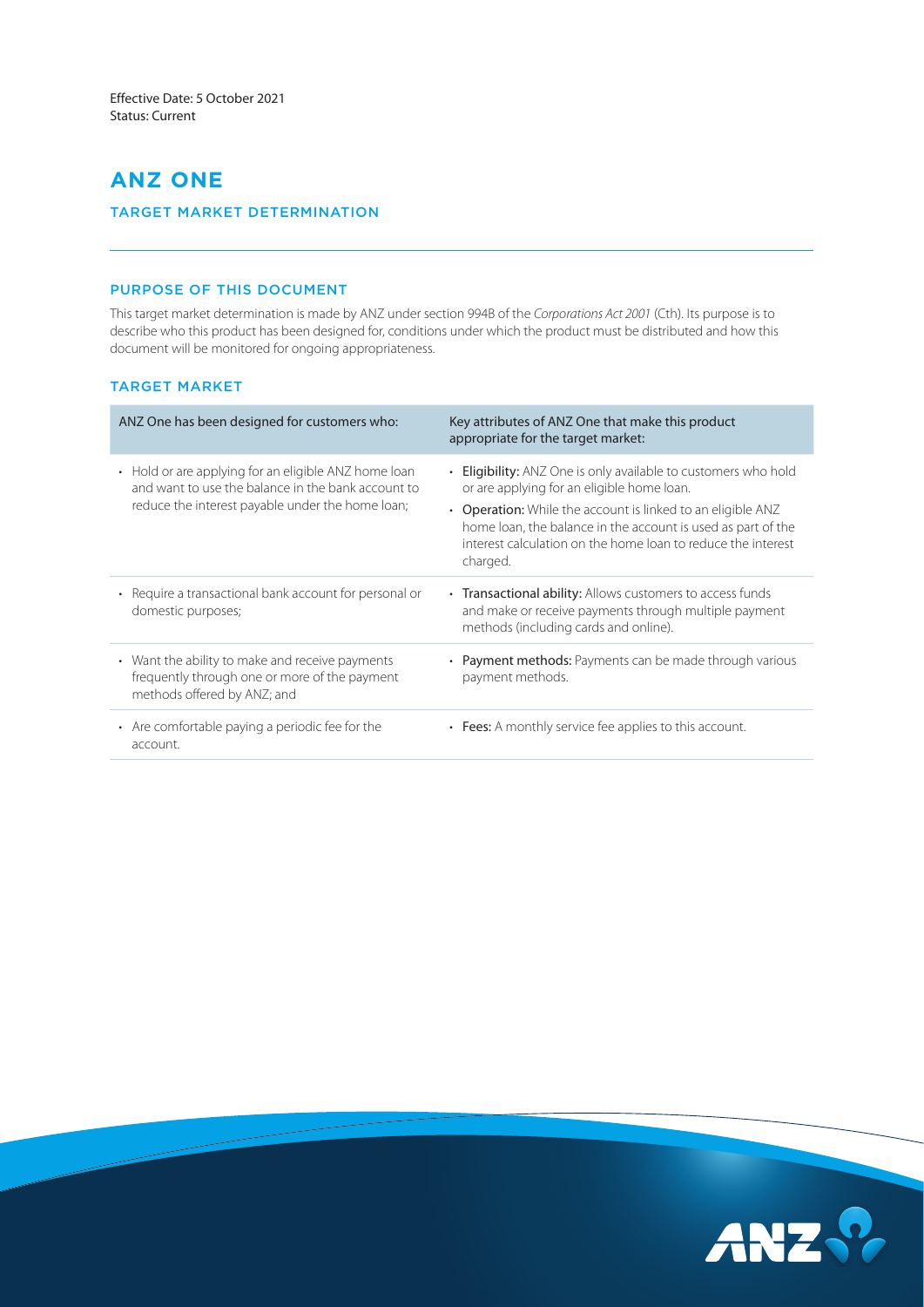Effective Date: 5 October 2021
Status: Current

# ANZ ONE

## TARGET MARKET DETERMINATION

### PURPOSE OF THIS DOCUMENT

This target market determination is made by ANZ under section 994B of the *Corporations Act 2001* (Cth). Its purpose is to describe who this product has been designed for, conditions under which the product must be distributed and how this document will be monitored for ongoing appropriateness.

### TARGET MARKET

| ANZ One has been designed for customers who: | Key attributes of ANZ One that make this product appropriate for the target market: |
|---|---|
| • Hold or are applying for an eligible ANZ home loan and want to use the balance in the bank account to reduce the interest payable under the home loan; | • **Eligibility:** ANZ One is only available to customers who hold or are applying for an eligible home loan.<br>• **Operation:** While the account is linked to an eligible ANZ home loan, the balance in the account is used as part of the interest calculation on the home loan to reduce the interest charged. |
| • Require a transactional bank account for personal or domestic purposes; | • **Transactional ability:** Allows customers to access funds and make or receive payments through multiple payment methods (including cards and online). |
| • Want the ability to make and receive payments frequently through one or more of the payment methods offered by ANZ; and | • **Payment methods:** Payments can be made through various payment methods. |
| • Are comfortable paying a periodic fee for the account. | • **Fees:** A monthly service fee applies to this account. |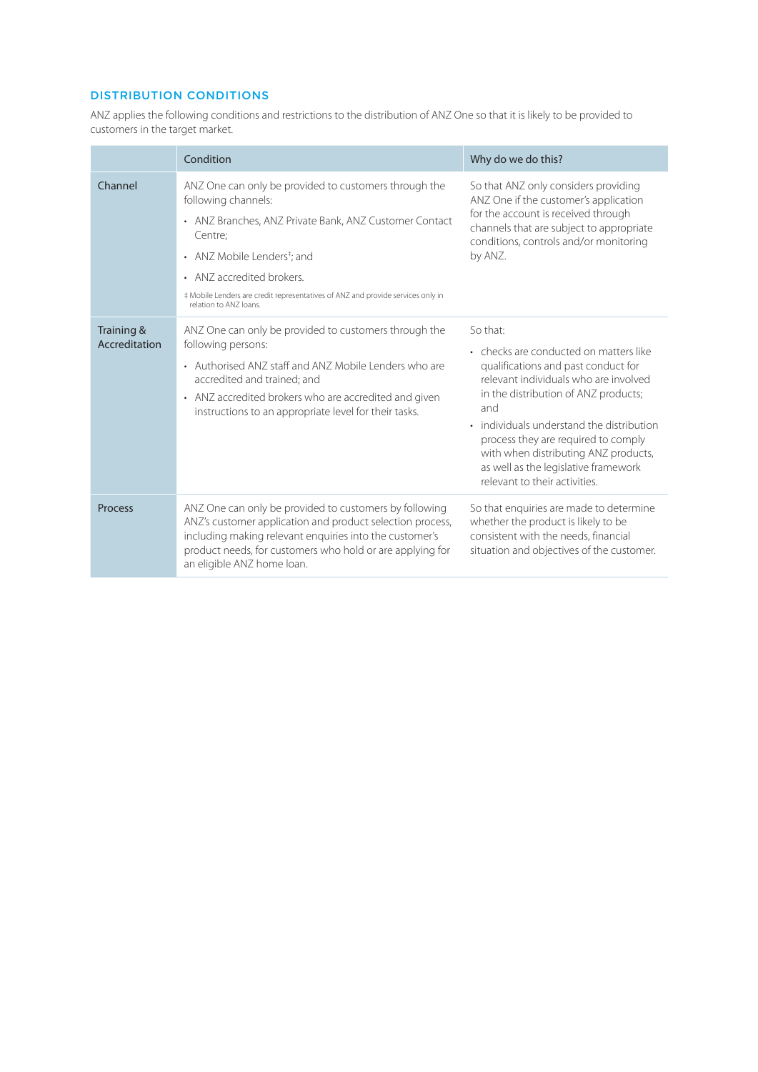## DISTRIBUTION CONDITIONS

ANZ applies the following conditions and restrictions to the distribution of ANZ One so that it is likely to be provided to customers in the target market.

| | Condition | Why do we do this? |
|---|---|---|
| Channel | ANZ One can only be provided to customers through the following channels:<br>• ANZ Branches, ANZ Private Bank, ANZ Customer Contact Centre;<br>• ANZ Mobile Lenders‡; and<br>• ANZ accredited brokers.<br>‡ Mobile Lenders are credit representatives of ANZ and provide services only in relation to ANZ loans. | So that ANZ only considers providing ANZ One if the customer's application for the account is received through channels that are subject to appropriate conditions, controls and/or monitoring by ANZ. |
| Training & Accreditation | ANZ One can only be provided to customers through the following persons:<br>• Authorised ANZ staff and ANZ Mobile Lenders who are accredited and trained; and<br>• ANZ accredited brokers who are accredited and given instructions to an appropriate level for their tasks. | So that:<br>• checks are conducted on matters like qualifications and past conduct for relevant individuals who are involved in the distribution of ANZ products; and<br>• individuals understand the distribution process they are required to comply with when distributing ANZ products, as well as the legislative framework relevant to their activities. |
| Process | ANZ One can only be provided to customers by following ANZ's customer application and product selection process, including making relevant enquiries into the customer's product needs, for customers who hold or are applying for an eligible ANZ home loan. | So that enquiries are made to determine whether the product is likely to be consistent with the needs, financial situation and objectives of the customer. |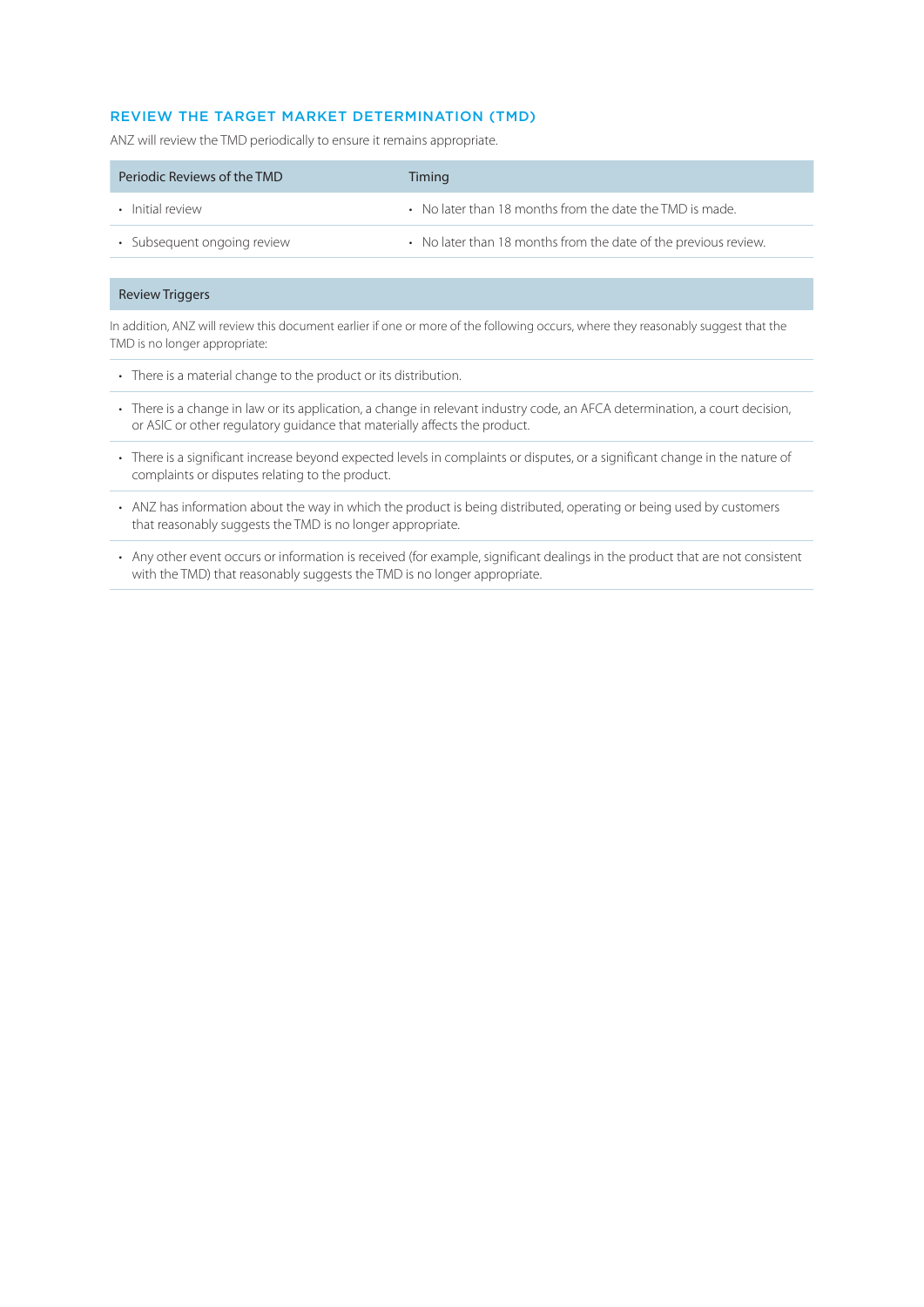## REVIEW THE TARGET MARKET DETERMINATION (TMD)

ANZ will review the TMD periodically to ensure it remains appropriate.

| Periodic Reviews of the TMD | Timing |
|---|---|
| • Initial review | • No later than 18 months from the date the TMD is made. |
| • Subsequent ongoing review | • No later than 18 months from the date of the previous review. |

| Review Triggers |
|---|
| In addition, ANZ will review this document earlier if one or more of the following occurs, where they reasonably suggest that the TMD is no longer appropriate: |
| • There is a material change to the product or its distribution. |
| • There is a change in law or its application, a change in relevant industry code, an AFCA determination, a court decision, or ASIC or other regulatory guidance that materially affects the product. |
| • There is a significant increase beyond expected levels in complaints or disputes, or a significant change in the nature of complaints or disputes relating to the product. |
| • ANZ has information about the way in which the product is being distributed, operating or being used by customers that reasonably suggests the TMD is no longer appropriate. |
| • Any other event occurs or information is received (for example, significant dealings in the product that are not consistent with the TMD) that reasonably suggests the TMD is no longer appropriate. |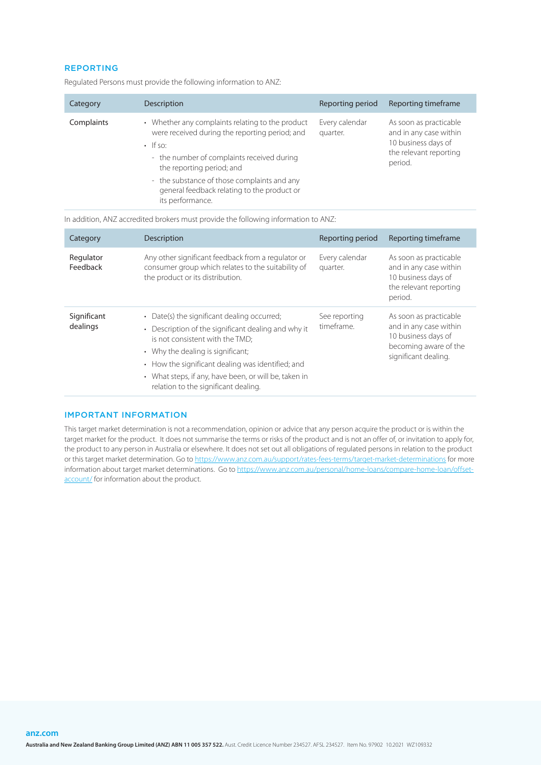## REPORTING

Regulated Persons must provide the following information to ANZ:

| Category | Description | Reporting period | Reporting timeframe |
|---|---|---|---|
| Complaints | • Whether any complaints relating to the product were received during the reporting period; and<br>• If so:<br>- the number of complaints received during the reporting period; and<br>- the substance of those complaints and any general feedback relating to the product or its performance. | Every calendar quarter. | As soon as practicable and in any case within 10 business days of the relevant reporting period. |

In addition, ANZ accredited brokers must provide the following information to ANZ:

| Category | Description | Reporting period | Reporting timeframe |
|---|---|---|---|
| Regulator Feedback | Any other significant feedback from a regulator or consumer group which relates to the suitability of the product or its distribution. | Every calendar quarter. | As soon as practicable and in any case within 10 business days of the relevant reporting period. |
| Significant dealings | • Date(s) the significant dealing occurred;<br>• Description of the significant dealing and why it is not consistent with the TMD;<br>• Why the dealing is significant;<br>• How the significant dealing was identified; and<br>• What steps, if any, have been, or will be, taken in relation to the significant dealing. | See reporting timeframe. | As soon as practicable and in any case within 10 business days of becoming aware of the significant dealing. |

## IMPORTANT INFORMATION

This target market determination is not a recommendation, opinion or advice that any person acquire the product or is within the target market for the product. It does not summarise the terms or risks of the product and is not an offer of, or invitation to apply for, the product to any person in Australia or elsewhere. It does not set out all obligations of regulated persons in relation to the product or this target market determination. Go to https://www.anz.com.au/support/rates-fees-terms/target-market-determinations for more information about target market determinations. Go to https://www.anz.com.au/personal/home-loans/compare-home-loan/offset-account/ for information about the product.

**anz.com**

**Australia and New Zealand Banking Group Limited (ANZ) ABN 11 005 357 522.** Aust. Credit Licence Number 234527. AFSL 234527. Item No. 97902 10.2021 WZ109332